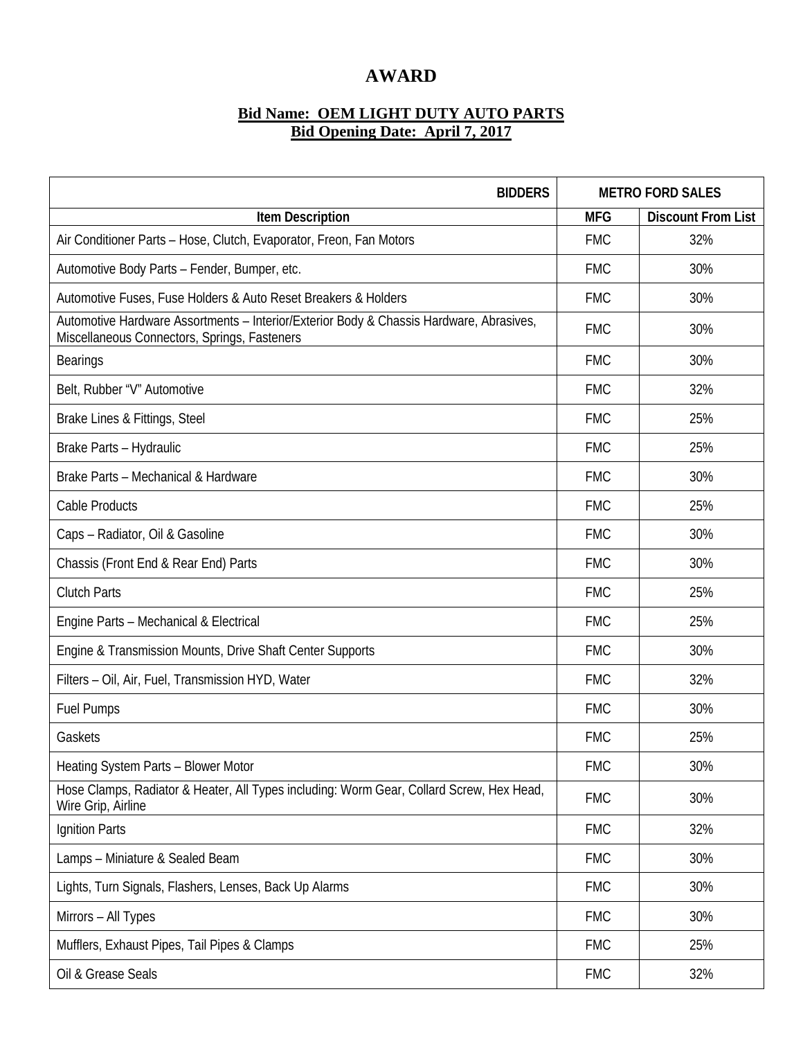# AWARD

**Bid Name: OEM LIGHT DUTY AUTO PARTS**
**Bid Opening Date: April 7, 2017**

| BIDDERS | METRO FORD SALES | |
|---|---|---|
| **Item Description** | **MFG** | **Discount From List** |
| Air Conditioner Parts – Hose, Clutch, Evaporator, Freon, Fan Motors | FMC | 32% |
| Automotive Body Parts – Fender, Bumper, etc. | FMC | 30% |
| Automotive Fuses, Fuse Holders & Auto Reset Breakers & Holders | FMC | 30% |
| Automotive Hardware Assortments – Interior/Exterior Body & Chassis Hardware, Abrasives, Miscellaneous Connectors, Springs, Fasteners | FMC | 30% |
| Bearings | FMC | 30% |
| Belt, Rubber "V" Automotive | FMC | 32% |
| Brake Lines & Fittings, Steel | FMC | 25% |
| Brake Parts – Hydraulic | FMC | 25% |
| Brake Parts – Mechanical & Hardware | FMC | 30% |
| Cable Products | FMC | 25% |
| Caps – Radiator, Oil & Gasoline | FMC | 30% |
| Chassis (Front End & Rear End) Parts | FMC | 30% |
| Clutch Parts | FMC | 25% |
| Engine Parts – Mechanical & Electrical | FMC | 25% |
| Engine & Transmission Mounts, Drive Shaft Center Supports | FMC | 30% |
| Filters – Oil, Air, Fuel, Transmission HYD, Water | FMC | 32% |
| Fuel Pumps | FMC | 30% |
| Gaskets | FMC | 25% |
| Heating System Parts – Blower Motor | FMC | 30% |
| Hose Clamps, Radiator & Heater, All Types including: Worm Gear, Collard Screw, Hex Head, Wire Grip, Airline | FMC | 30% |
| Ignition Parts | FMC | 32% |
| Lamps – Miniature & Sealed Beam | FMC | 30% |
| Lights, Turn Signals, Flashers, Lenses, Back Up Alarms | FMC | 30% |
| Mirrors – All Types | FMC | 30% |
| Mufflers, Exhaust Pipes, Tail Pipes & Clamps | FMC | 25% |
| Oil & Grease Seals | FMC | 32% |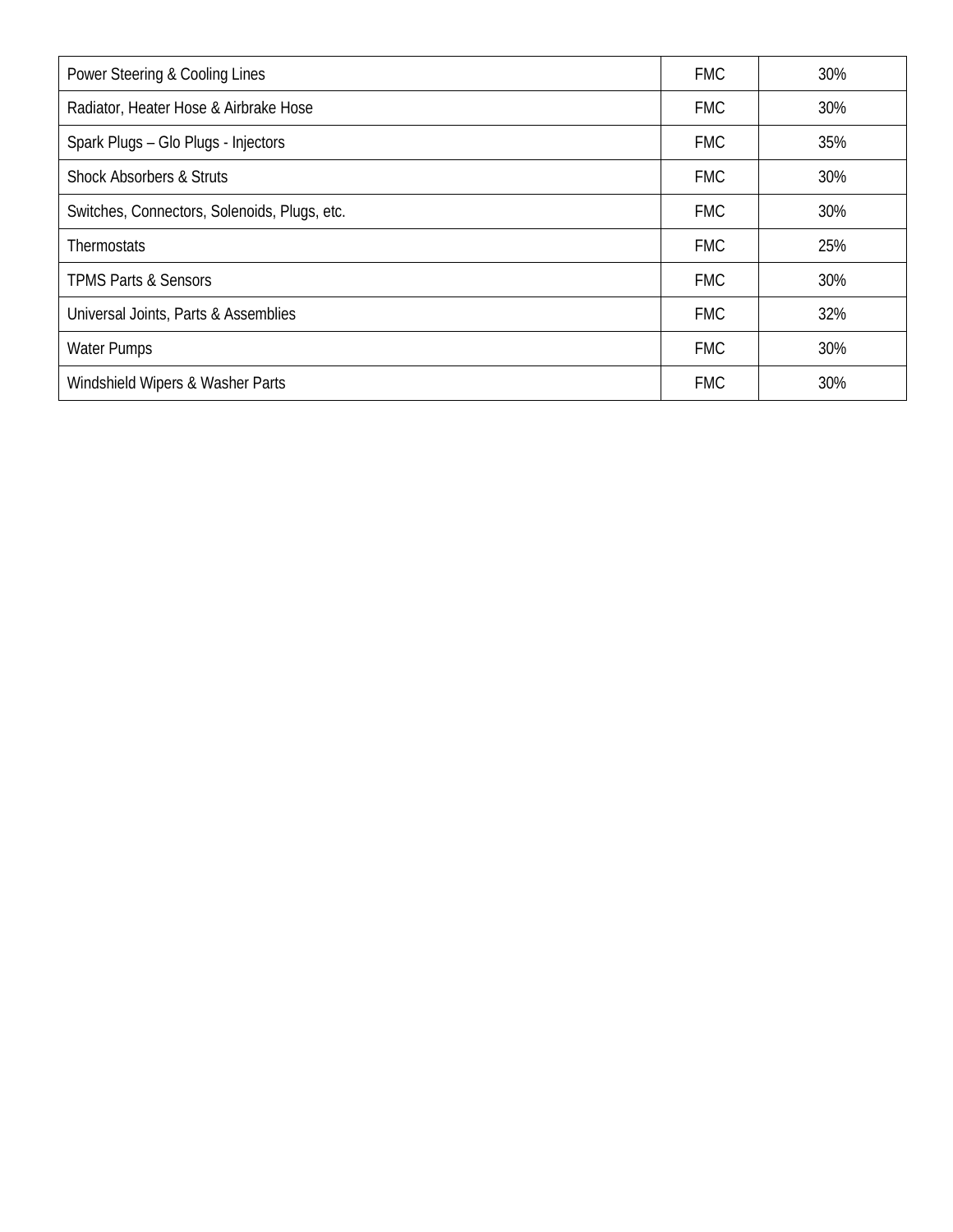| | | |
|---|---|---|
| Power Steering & Cooling Lines | FMC | 30% |
| Radiator, Heater Hose & Airbrake Hose | FMC | 30% |
| Spark Plugs – Glo Plugs - Injectors | FMC | 35% |
| Shock Absorbers & Struts | FMC | 30% |
| Switches, Connectors, Solenoids, Plugs, etc. | FMC | 30% |
| Thermostats | FMC | 25% |
| TPMS Parts & Sensors | FMC | 30% |
| Universal Joints, Parts & Assemblies | FMC | 32% |
| Water Pumps | FMC | 30% |
| Windshield Wipers & Washer Parts | FMC | 30% |